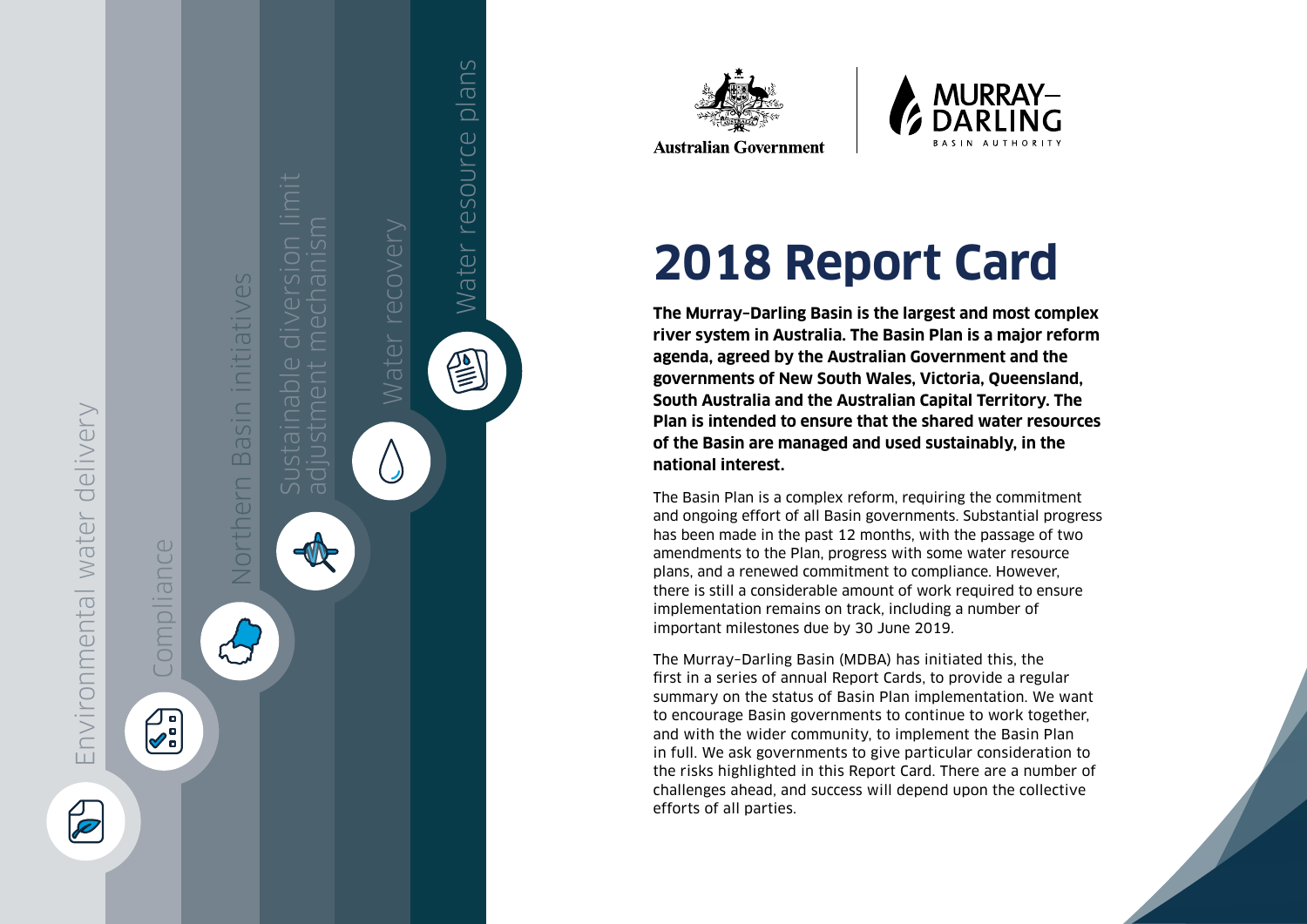Environmental water delivery

Compliance

Northern Basin initiatives

Sustainable diversion limit adjustment mechanism

Water recovery

Water resource plans

Australian Government

MURRAY–DARLING BASIN AUTHORITY

# 2018 Report Card

**The Murray–Darling Basin is the largest and most complex river system in Australia. The Basin Plan is a major reform agenda, agreed by the Australian Government and the governments of New South Wales, Victoria, Queensland, South Australia and the Australian Capital Territory. The Plan is intended to ensure that the shared water resources of the Basin are managed and used sustainably, in the national interest.**

The Basin Plan is a complex reform, requiring the commitment and ongoing effort of all Basin governments. Substantial progress has been made in the past 12 months, with the passage of two amendments to the Plan, progress with some water resource plans, and a renewed commitment to compliance. However, there is still a considerable amount of work required to ensure implementation remains on track, including a number of important milestones due by 30 June 2019.

The Murray–Darling Basin (MDBA) has initiated this, the first in a series of annual Report Cards, to provide a regular summary on the status of Basin Plan implementation. We want to encourage Basin governments to continue to work together, and with the wider community, to implement the Basin Plan in full. We ask governments to give particular consideration to the risks highlighted in this Report Card. There are a number of challenges ahead, and success will depend upon the collective efforts of all parties.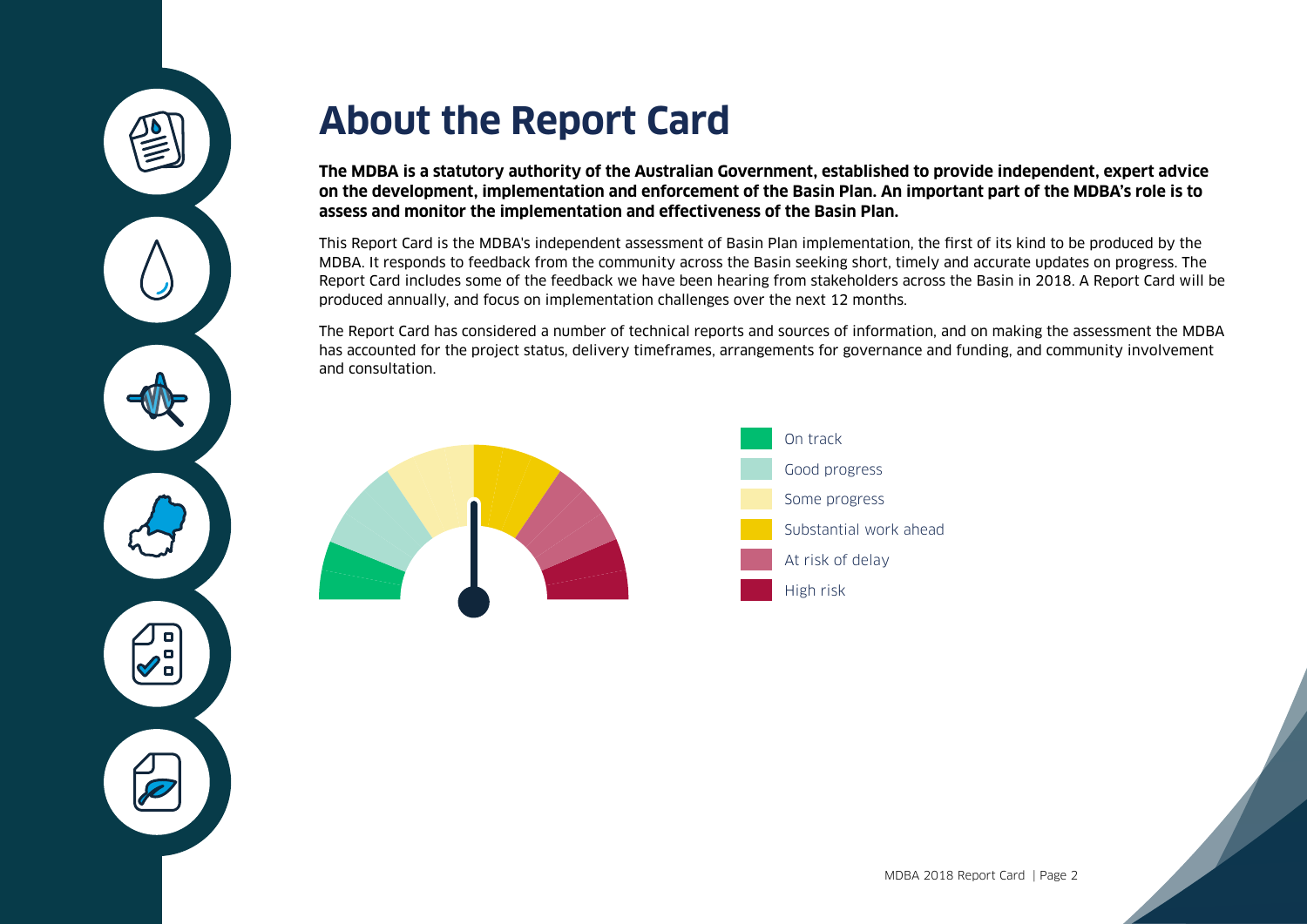# About the Report Card

**The MDBA is a statutory authority of the Australian Government, established to provide independent, expert advice on the development, implementation and enforcement of the Basin Plan. An important part of the MDBA's role is to assess and monitor the implementation and effectiveness of the Basin Plan.**

This Report Card is the MDBA's independent assessment of Basin Plan implementation, the first of its kind to be produced by the MDBA. It responds to feedback from the community across the Basin seeking short, timely and accurate updates on progress. The Report Card includes some of the feedback we have been hearing from stakeholders across the Basin in 2018. A Report Card will be produced annually, and focus on implementation challenges over the next 12 months.

The Report Card has considered a number of technical reports and sources of information, and on making the assessment the MDBA has accounted for the project status, delivery timeframes, arrangements for governance and funding, and community involvement and consultation.

- On track
- Good progress
- Some progress
- Substantial work ahead
- At risk of delay
- High risk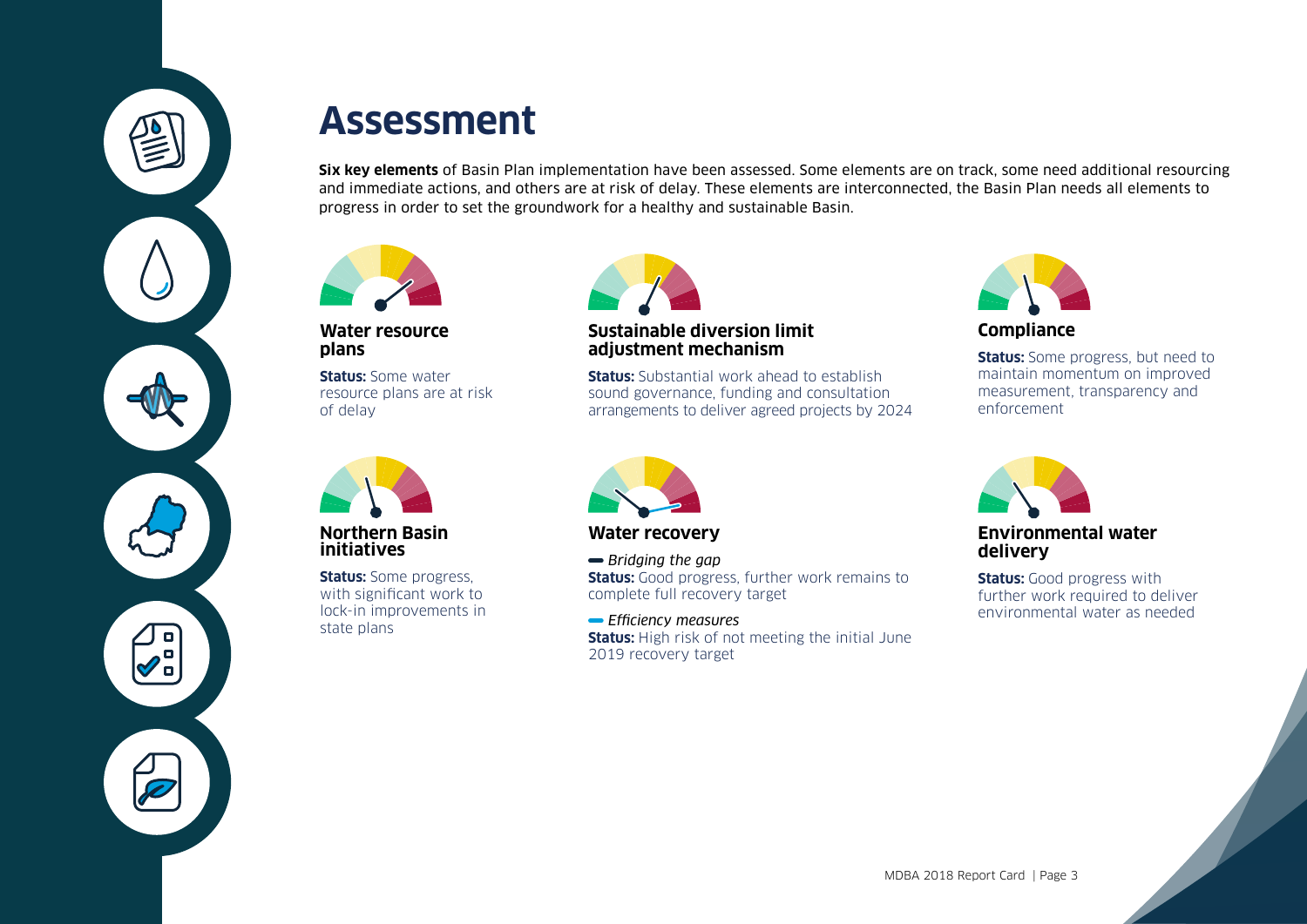# Assessment

**Six key elements** of Basin Plan implementation have been assessed. Some elements are on track, some need additional resourcing and immediate actions, and others are at risk of delay. These elements are interconnected, the Basin Plan needs all elements to progress in order to set the groundwork for a healthy and sustainable Basin.

### Water resource plans

**Status:** Some water resource plans are at risk of delay

### Sustainable diversion limit adjustment mechanism

**Status:** Substantial work ahead to establish sound governance, funding and consultation arrangements to deliver agreed projects by 2024

### Compliance

**Status:** Some progress, but need to maintain momentum on improved measurement, transparency and enforcement

### Northern Basin initiatives

**Status:** Some progress, with significant work to lock-in improvements in state plans

### Water recovery

*Bridging the gap*
**Status:** Good progress, further work remains to complete full recovery target

*Efficiency measures*
**Status:** High risk of not meeting the initial June 2019 recovery target

### Environmental water delivery

**Status:** Good progress with further work required to deliver environmental water as needed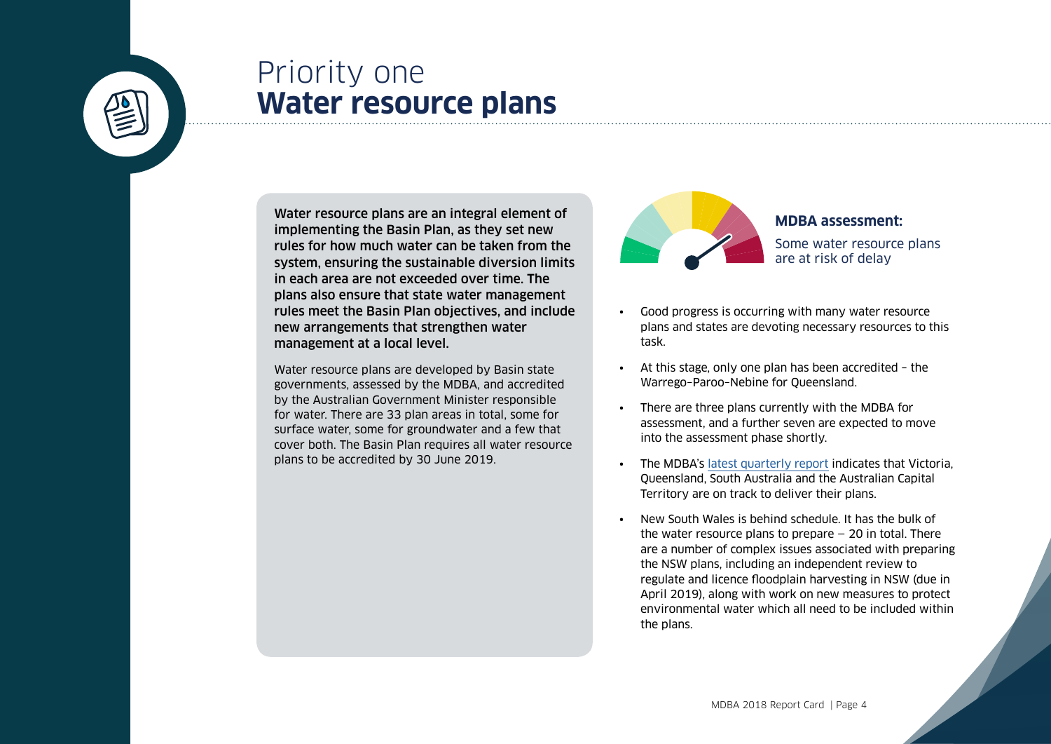# Priority one
## Water resource plans

**Water resource plans are an integral element of implementing the Basin Plan, as they set new rules for how much water can be taken from the system, ensuring the sustainable diversion limits in each area are not exceeded over time. The plans also ensure that state water management rules meet the Basin Plan objectives, and include new arrangements that strengthen water management at a local level.**

Water resource plans are developed by Basin state governments, assessed by the MDBA, and accredited by the Australian Government Minister responsible for water. There are 33 plan areas in total, some for surface water, some for groundwater and a few that cover both. The Basin Plan requires all water resource plans to be accredited by 30 June 2019.

**MDBA assessment:**

Some water resource plans are at risk of delay

- Good progress is occurring with many water resource plans and states are devoting necessary resources to this task.
- At this stage, only one plan has been accredited – the Warrego–Paroo–Nebine for Queensland.
- There are three plans currently with the MDBA for assessment, and a further seven are expected to move into the assessment phase shortly.
- The MDBA's latest quarterly report indicates that Victoria, Queensland, South Australia and the Australian Capital Territory are on track to deliver their plans.
- New South Wales is behind schedule. It has the bulk of the water resource plans to prepare — 20 in total. There are a number of complex issues associated with preparing the NSW plans, including an independent review to regulate and licence floodplain harvesting in NSW (due in April 2019), along with work on new measures to protect environmental water which all need to be included within the plans.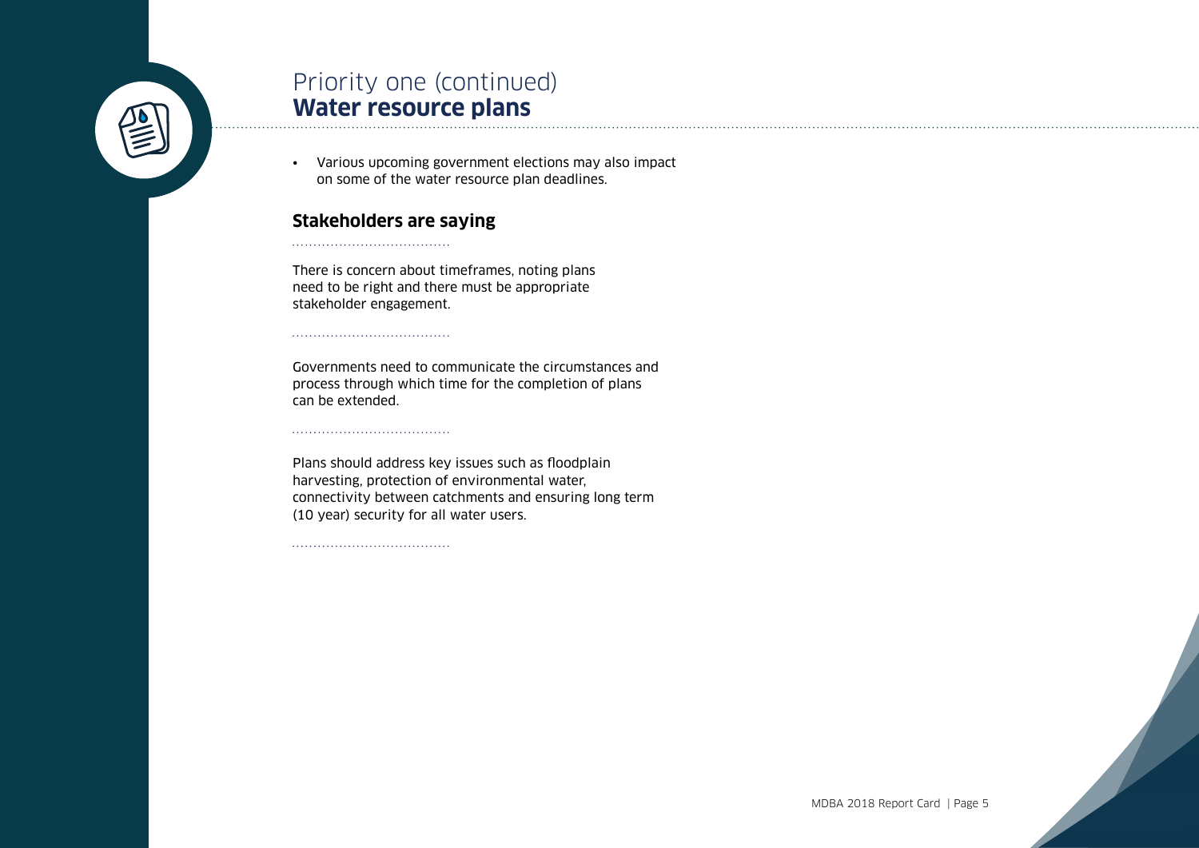# Priority one (continued)
## Water resource plans

- Various upcoming government elections may also impact on some of the water resource plan deadlines.

### Stakeholders are saying

There is concern about timeframes, noting plans need to be right and there must be appropriate stakeholder engagement.

Governments need to communicate the circumstances and process through which time for the completion of plans can be extended.

Plans should address key issues such as floodplain harvesting, protection of environmental water, connectivity between catchments and ensuring long term (10 year) security for all water users.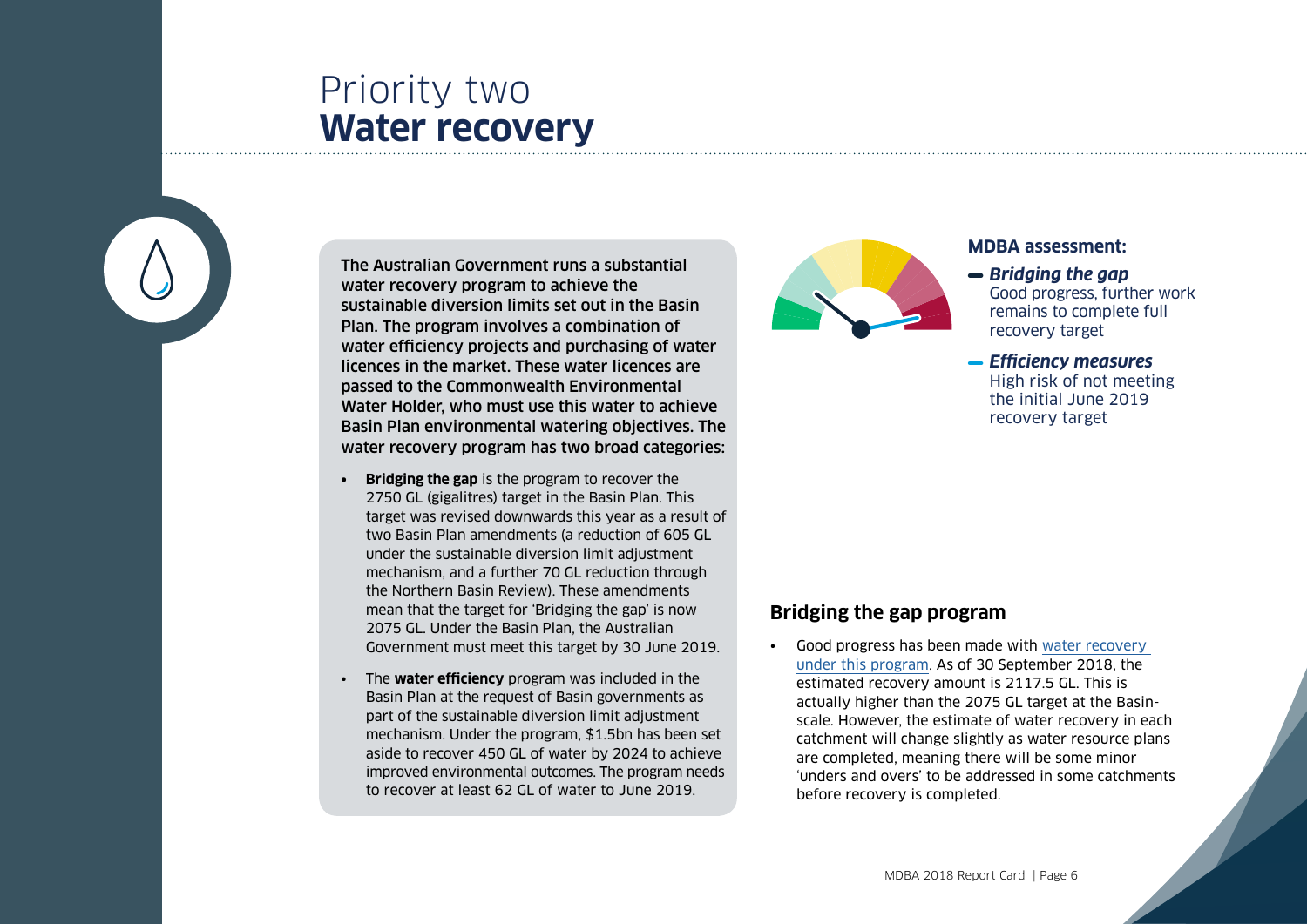# Priority two
# **Water recovery**

**The Australian Government runs a substantial water recovery program to achieve the sustainable diversion limits set out in the Basin Plan. The program involves a combination of water efficiency projects and purchasing of water licences in the market. These water licences are passed to the Commonwealth Environmental Water Holder, who must use this water to achieve Basin Plan environmental watering objectives. The water recovery program has two broad categories:**

- **Bridging the gap** is the program to recover the 2750 GL (gigalitres) target in the Basin Plan. This target was revised downwards this year as a result of two Basin Plan amendments (a reduction of 605 GL under the sustainable diversion limit adjustment mechanism, and a further 70 GL reduction through the Northern Basin Review). These amendments mean that the target for 'Bridging the gap' is now 2075 GL. Under the Basin Plan, the Australian Government must meet this target by 30 June 2019.
- The **water efficiency** program was included in the Basin Plan at the request of Basin governments as part of the sustainable diversion limit adjustment mechanism. Under the program, $1.5bn has been set aside to recover 450 GL of water by 2024 to achieve improved environmental outcomes. The program needs to recover at least 62 GL of water to June 2019.

**MDBA assessment:**

- ***Bridging the gap***
  Good progress, further work remains to complete full recovery target
- ***Efficiency measures***
  High risk of not meeting the initial June 2019 recovery target

## Bridging the gap program

- Good progress has been made with water recovery under this program. As of 30 September 2018, the estimated recovery amount is 2117.5 GL. This is actually higher than the 2075 GL target at the Basin-scale. However, the estimate of water recovery in each catchment will change slightly as water resource plans are completed, meaning there will be some minor 'unders and overs' to be addressed in some catchments before recovery is completed.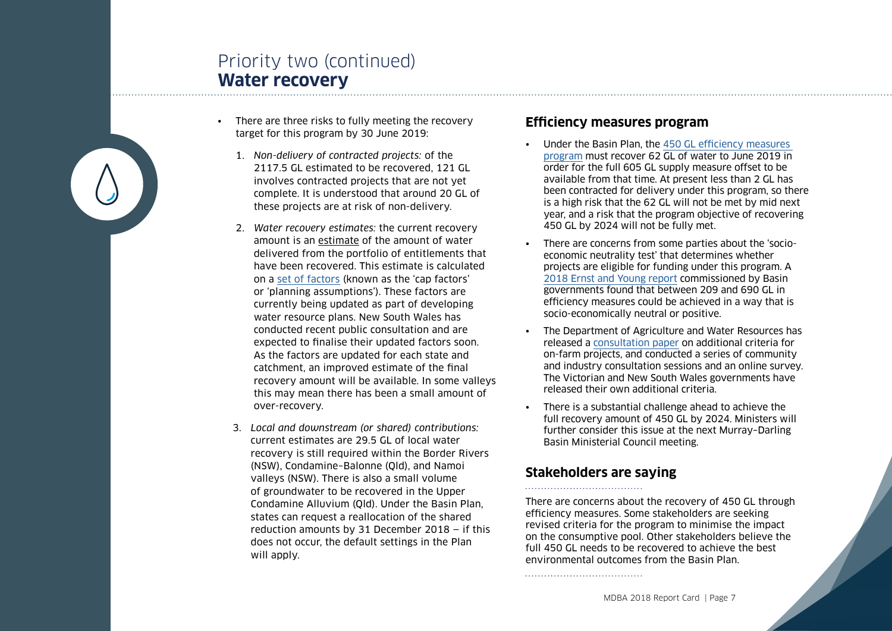# Priority two (continued)
## Water recovery

- There are three risks to fully meeting the recovery target for this program by 30 June 2019:
    1. *Non-delivery of contracted projects:* of the 2117.5 GL estimated to be recovered, 121 GL involves contracted projects that are not yet complete. It is understood that around 20 GL of these projects are at risk of non-delivery.
    2. *Water recovery estimates:* the current recovery amount is an estimate of the amount of water delivered from the portfolio of entitlements that have been recovered. This estimate is calculated on a set of factors (known as the 'cap factors' or 'planning assumptions'). These factors are currently being updated as part of developing water resource plans. New South Wales has conducted recent public consultation and are expected to finalise their updated factors soon. As the factors are updated for each state and catchment, an improved estimate of the final recovery amount will be available. In some valleys this may mean there has been a small amount of over-recovery.
    3. *Local and downstream (or shared) contributions:* current estimates are 29.5 GL of local water recovery is still required within the Border Rivers (NSW), Condamine–Balonne (Qld), and Namoi valleys (NSW). There is also a small volume of groundwater to be recovered in the Upper Condamine Alluvium (Qld). Under the Basin Plan, states can request a reallocation of the shared reduction amounts by 31 December 2018 — if this does not occur, the default settings in the Plan will apply.

### Efficiency measures program

- Under the Basin Plan, the 450 GL efficiency measures program must recover 62 GL of water to June 2019 in order for the full 605 GL supply measure offset to be available from that time. At present less than 2 GL has been contracted for delivery under this program, so there is a high risk that the 62 GL will not be met by mid next year, and a risk that the program objective of recovering 450 GL by 2024 will not be fully met.
- There are concerns from some parties about the 'socio-economic neutrality test' that determines whether projects are eligible for funding under this program. A 2018 Ernst and Young report commissioned by Basin governments found that between 209 and 690 GL in efficiency measures could be achieved in a way that is socio-economically neutral or positive.
- The Department of Agriculture and Water Resources has released a consultation paper on additional criteria for on-farm projects, and conducted a series of community and industry consultation sessions and an online survey. The Victorian and New South Wales governments have released their own additional criteria.
- There is a substantial challenge ahead to achieve the full recovery amount of 450 GL by 2024. Ministers will further consider this issue at the next Murray–Darling Basin Ministerial Council meeting.

### Stakeholders are saying

There are concerns about the recovery of 450 GL through efficiency measures. Some stakeholders are seeking revised criteria for the program to minimise the impact on the consumptive pool. Other stakeholders believe the full 450 GL needs to be recovered to achieve the best environmental outcomes from the Basin Plan.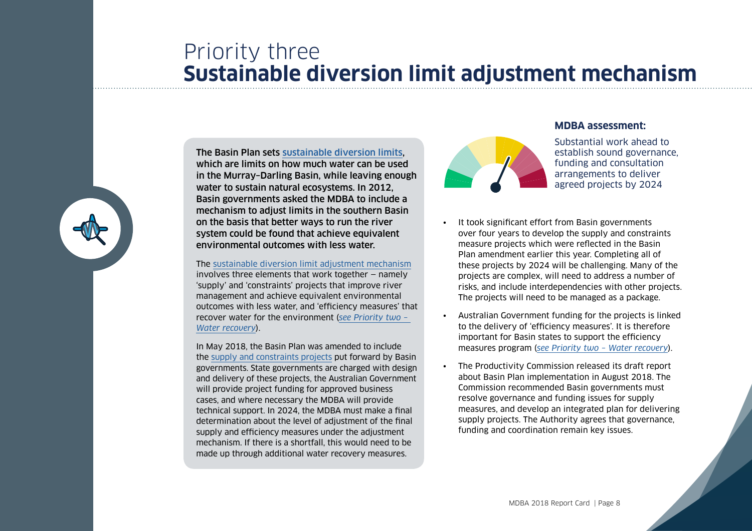# Priority three
# **Sustainable diversion limit adjustment mechanism**

**The Basin Plan sets sustainable diversion limits, which are limits on how much water can be used in the Murray–Darling Basin, while leaving enough water to sustain natural ecosystems. In 2012, Basin governments asked the MDBA to include a mechanism to adjust limits in the southern Basin on the basis that better ways to run the river system could be found that achieve equivalent environmental outcomes with less water.**

The sustainable diversion limit adjustment mechanism involves three elements that work together — namely 'supply' and 'constraints' projects that improve river management and achieve equivalent environmental outcomes with less water, and 'efficiency measures' that recover water for the environment (*see Priority two – Water recovery*).

In May 2018, the Basin Plan was amended to include the supply and constraints projects put forward by Basin governments. State governments are charged with design and delivery of these projects, the Australian Government will provide project funding for approved business cases, and where necessary the MDBA will provide technical support. In 2024, the MDBA must make a final determination about the level of adjustment of the final supply and efficiency measures under the adjustment mechanism. If there is a shortfall, this would need to be made up through additional water recovery measures.

**MDBA assessment:**

Substantial work ahead to establish sound governance, funding and consultation arrangements to deliver agreed projects by 2024

- It took significant effort from Basin governments over four years to develop the supply and constraints measure projects which were reflected in the Basin Plan amendment earlier this year. Completing all of these projects by 2024 will be challenging. Many of the projects are complex, will need to address a number of risks, and include interdependencies with other projects. The projects will need to be managed as a package.
- Australian Government funding for the projects is linked to the delivery of 'efficiency measures'. It is therefore important for Basin states to support the efficiency measures program (*see Priority two – Water recovery*).
- The Productivity Commission released its draft report about Basin Plan implementation in August 2018. The Commission recommended Basin governments must resolve governance and funding issues for supply measures, and develop an integrated plan for delivering supply projects. The Authority agrees that governance, funding and coordination remain key issues.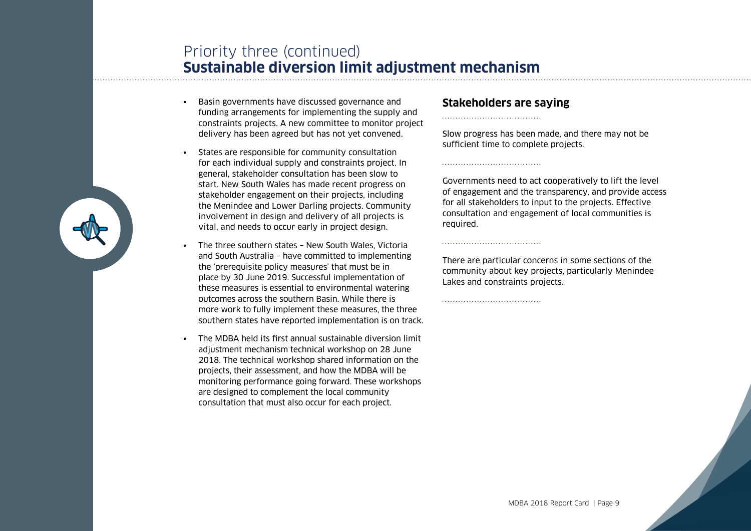# Priority three (continued)
## Sustainable diversion limit adjustment mechanism

- Basin governments have discussed governance and funding arrangements for implementing the supply and constraints projects. A new committee to monitor project delivery has been agreed but has not yet convened.
- States are responsible for community consultation for each individual supply and constraints project. In general, stakeholder consultation has been slow to start. New South Wales has made recent progress on stakeholder engagement on their projects, including the Menindee and Lower Darling projects. Community involvement in design and delivery of all projects is vital, and needs to occur early in project design.
- The three southern states – New South Wales, Victoria and South Australia – have committed to implementing the 'prerequisite policy measures' that must be in place by 30 June 2019. Successful implementation of these measures is essential to environmental watering outcomes across the southern Basin. While there is more work to fully implement these measures, the three southern states have reported implementation is on track.
- The MDBA held its first annual sustainable diversion limit adjustment mechanism technical workshop on 28 June 2018. The technical workshop shared information on the projects, their assessment, and how the MDBA will be monitoring performance going forward. These workshops are designed to complement the local community consultation that must also occur for each project.

### Stakeholders are saying

Slow progress has been made, and there may not be sufficient time to complete projects.

Governments need to act cooperatively to lift the level of engagement and the transparency, and provide access for all stakeholders to input to the projects. Effective consultation and engagement of local communities is required.

There are particular concerns in some sections of the community about key projects, particularly Menindee Lakes and constraints projects.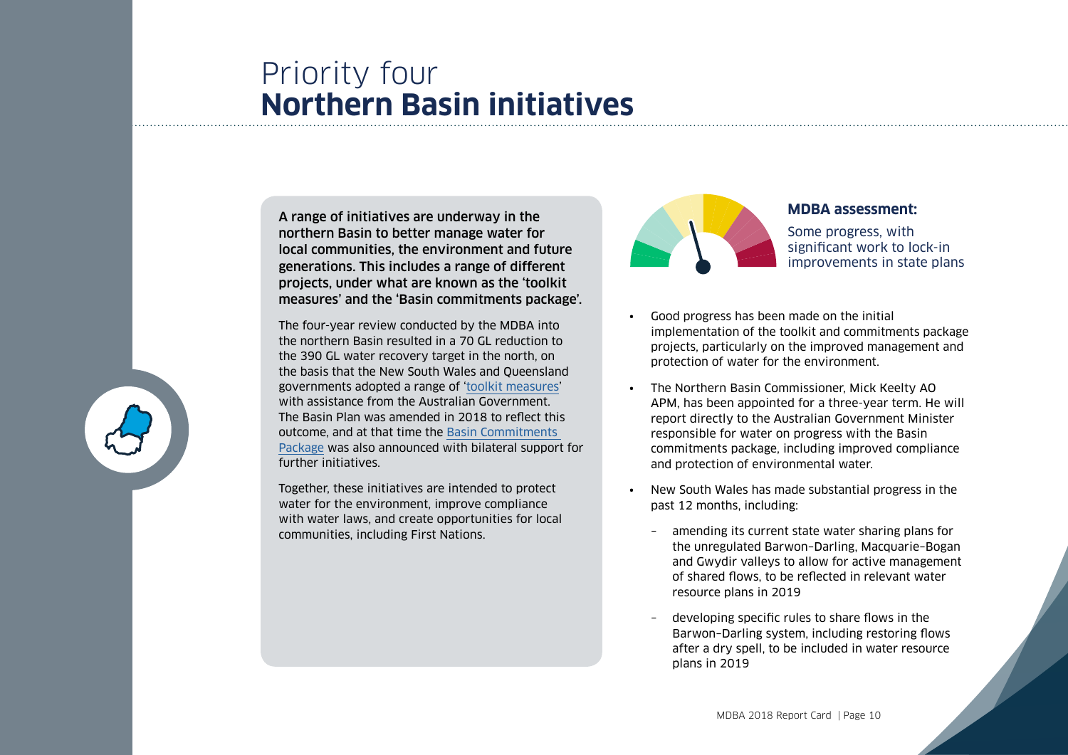# Priority four **Northern Basin initiatives**

**A range of initiatives are underway in the northern Basin to better manage water for local communities, the environment and future generations. This includes a range of different projects, under what are known as the 'toolkit measures' and the 'Basin commitments package'.**

The four-year review conducted by the MDBA into the northern Basin resulted in a 70 GL reduction to the 390 GL water recovery target in the north, on the basis that the New South Wales and Queensland governments adopted a range of 'toolkit measures' with assistance from the Australian Government. The Basin Plan was amended in 2018 to reflect this outcome, and at that time the Basin Commitments Package was also announced with bilateral support for further initiatives.

Together, these initiatives are intended to protect water for the environment, improve compliance with water laws, and create opportunities for local communities, including First Nations.

**MDBA assessment:**

Some progress, with significant work to lock-in improvements in state plans

- Good progress has been made on the initial implementation of the toolkit and commitments package projects, particularly on the improved management and protection of water for the environment.
- The Northern Basin Commissioner, Mick Keelty AO APM, has been appointed for a three-year term. He will report directly to the Australian Government Minister responsible for water on progress with the Basin commitments package, including improved compliance and protection of environmental water.
- New South Wales has made substantial progress in the past 12 months, including:
  - amending its current state water sharing plans for the unregulated Barwon–Darling, Macquarie–Bogan and Gwydir valleys to allow for active management of shared flows, to be reflected in relevant water resource plans in 2019
  - developing specific rules to share flows in the Barwon–Darling system, including restoring flows after a dry spell, to be included in water resource plans in 2019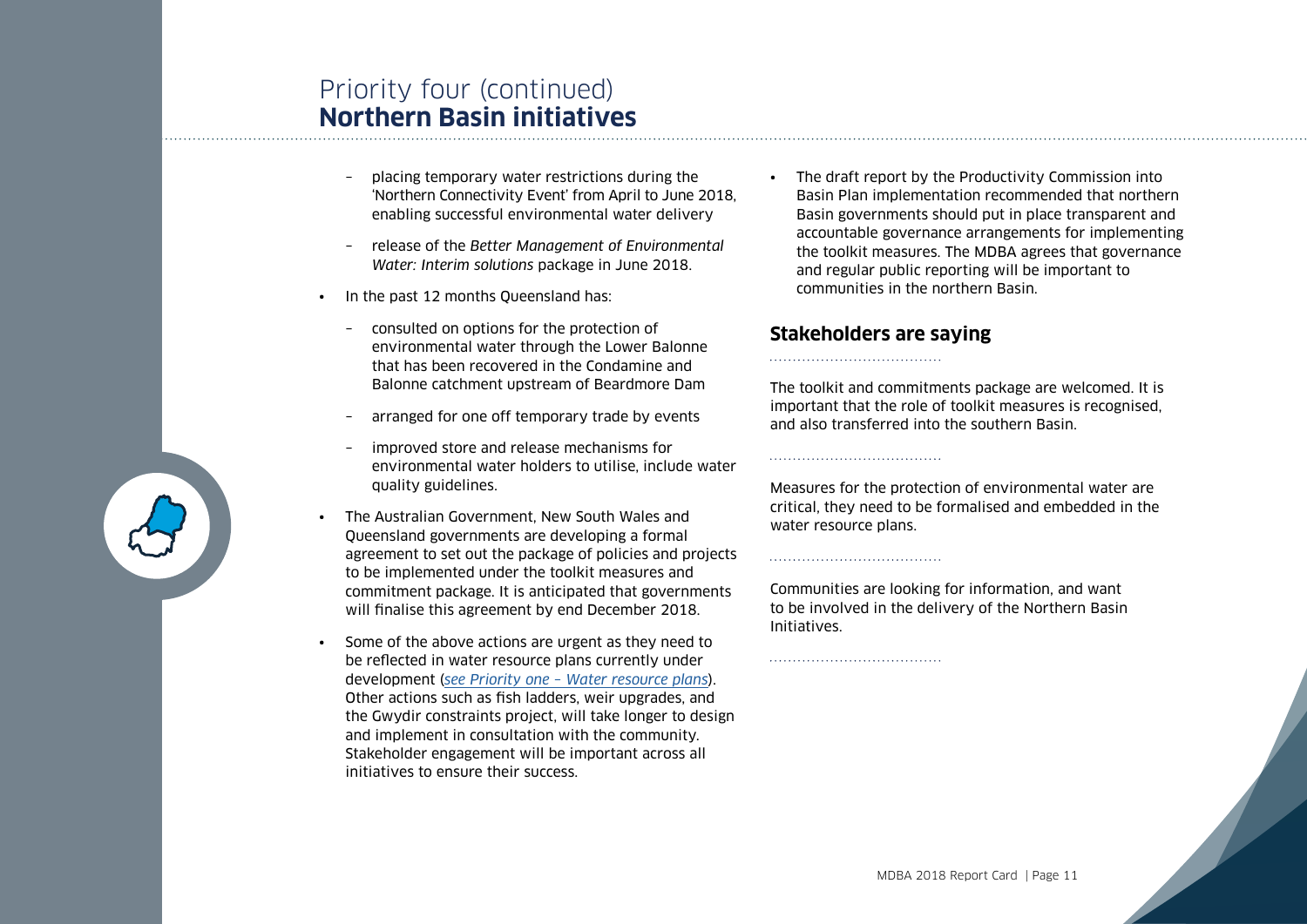# Priority four (continued)
## Northern Basin initiatives

  - placing temporary water restrictions during the 'Northern Connectivity Event' from April to June 2018, enabling successful environmental water delivery
  - release of the *Better Management of Environmental Water: Interim solutions* package in June 2018.
- In the past 12 months Queensland has:
  - consulted on options for the protection of environmental water through the Lower Balonne that has been recovered in the Condamine and Balonne catchment upstream of Beardmore Dam
  - arranged for one off temporary trade by events
  - improved store and release mechanisms for environmental water holders to utilise, include water quality guidelines.
- The Australian Government, New South Wales and Queensland governments are developing a formal agreement to set out the package of policies and projects to be implemented under the toolkit measures and commitment package. It is anticipated that governments will finalise this agreement by end December 2018.
- Some of the above actions are urgent as they need to be reflected in water resource plans currently under development (*see Priority one – Water resource plans*). Other actions such as fish ladders, weir upgrades, and the Gwydir constraints project, will take longer to design and implement in consultation with the community. Stakeholder engagement will be important across all initiatives to ensure their success.
- The draft report by the Productivity Commission into Basin Plan implementation recommended that northern Basin governments should put in place transparent and accountable governance arrangements for implementing the toolkit measures. The MDBA agrees that governance and regular public reporting will be important to communities in the northern Basin.

### Stakeholders are saying

The toolkit and commitments package are welcomed. It is important that the role of toolkit measures is recognised, and also transferred into the southern Basin.

Measures for the protection of environmental water are critical, they need to be formalised and embedded in the water resource plans.

Communities are looking for information, and want to be involved in the delivery of the Northern Basin Initiatives.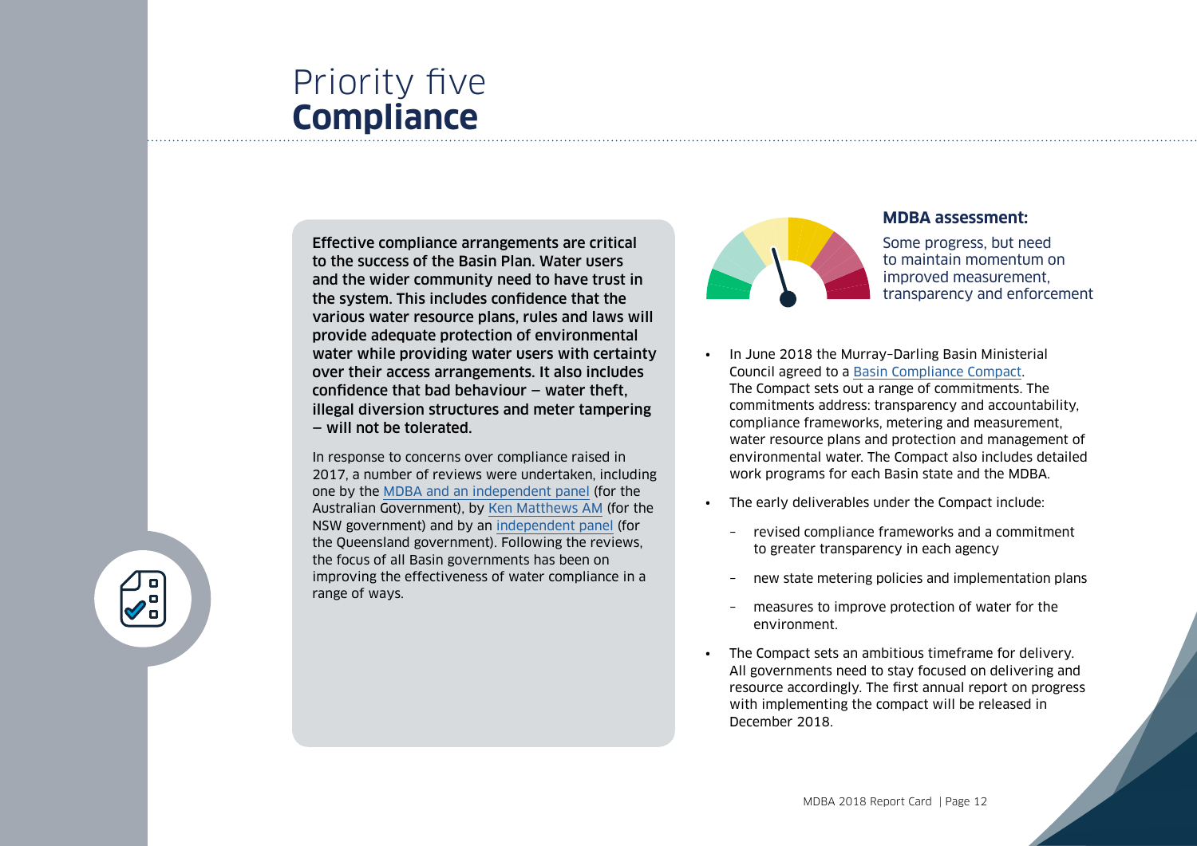# Priority five
## Compliance

**Effective compliance arrangements are critical to the success of the Basin Plan. Water users and the wider community need to have trust in the system. This includes confidence that the various water resource plans, rules and laws will provide adequate protection of environmental water while providing water users with certainty over their access arrangements. It also includes confidence that bad behaviour — water theft, illegal diversion structures and meter tampering — will not be tolerated.**

In response to concerns over compliance raised in 2017, a number of reviews were undertaken, including one by the MDBA and an independent panel (for the Australian Government), by Ken Matthews AM (for the NSW government) and by an independent panel (for the Queensland government). Following the reviews, the focus of all Basin governments has been on improving the effectiveness of water compliance in a range of ways.

**MDBA assessment:**

Some progress, but need to maintain momentum on improved measurement, transparency and enforcement

- In June 2018 the Murray–Darling Basin Ministerial Council agreed to a Basin Compliance Compact. The Compact sets out a range of commitments. The commitments address: transparency and accountability, compliance frameworks, metering and measurement, water resource plans and protection and management of environmental water. The Compact also includes detailed work programs for each Basin state and the MDBA.
- The early deliverables under the Compact include:
  - revised compliance frameworks and a commitment to greater transparency in each agency
  - new state metering policies and implementation plans
  - measures to improve protection of water for the environment.
- The Compact sets an ambitious timeframe for delivery. All governments need to stay focused on delivering and resource accordingly. The first annual report on progress with implementing the compact will be released in December 2018.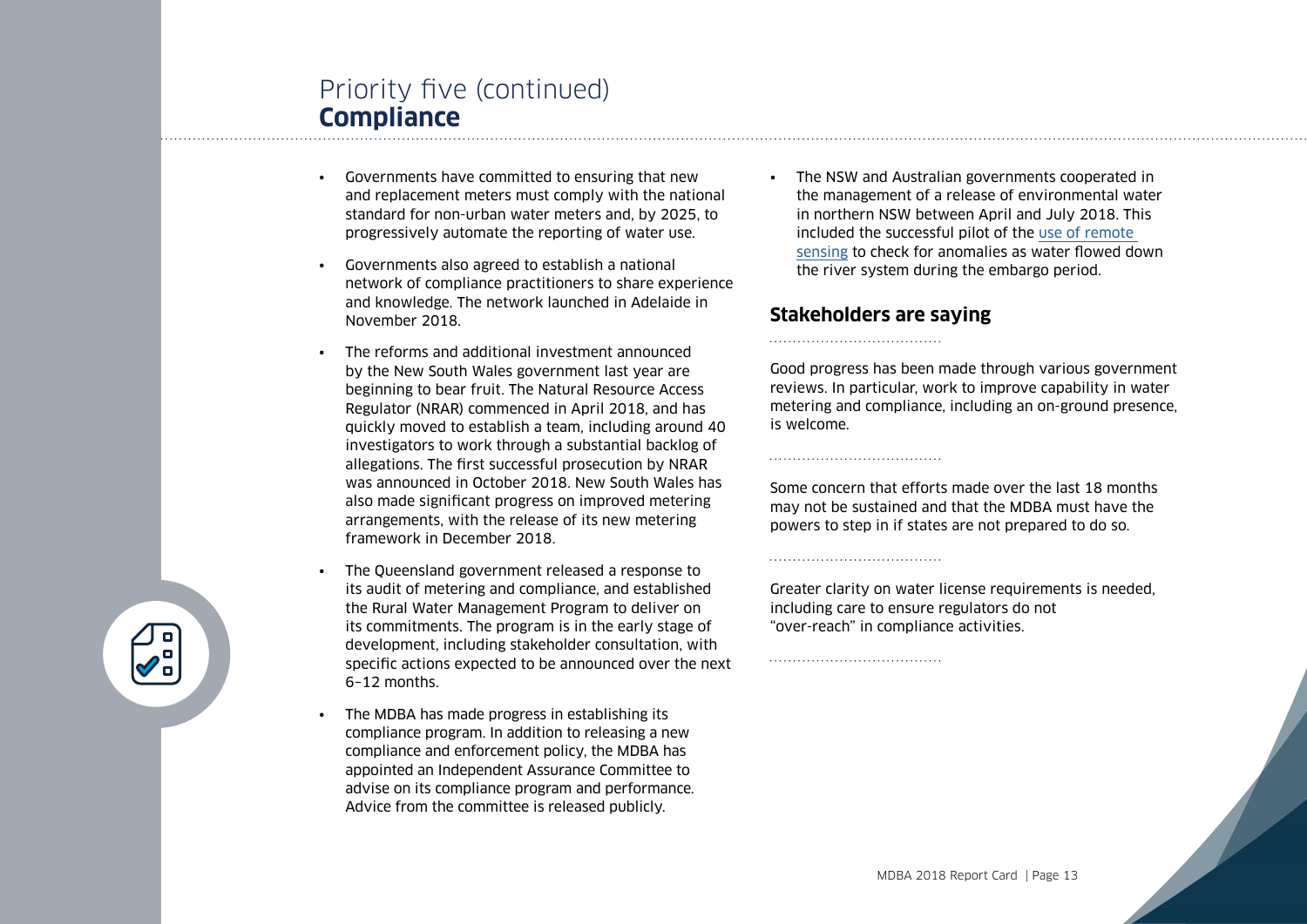# Priority five (continued)
## Compliance

- Governments have committed to ensuring that new and replacement meters must comply with the national standard for non-urban water meters and, by 2025, to progressively automate the reporting of water use.
- Governments also agreed to establish a national network of compliance practitioners to share experience and knowledge. The network launched in Adelaide in November 2018.
- The reforms and additional investment announced by the New South Wales government last year are beginning to bear fruit. The Natural Resource Access Regulator (NRAR) commenced in April 2018, and has quickly moved to establish a team, including around 40 investigators to work through a substantial backlog of allegations. The first successful prosecution by NRAR was announced in October 2018. New South Wales has also made significant progress on improved metering arrangements, with the release of its new metering framework in December 2018.
- The Queensland government released a response to its audit of metering and compliance, and established the Rural Water Management Program to deliver on its commitments. The program is in the early stage of development, including stakeholder consultation, with specific actions expected to be announced over the next 6–12 months.
- The MDBA has made progress in establishing its compliance program. In addition to releasing a new compliance and enforcement policy, the MDBA has appointed an Independent Assurance Committee to advise on its compliance program and performance. Advice from the committee is released publicly.
- The NSW and Australian governments cooperated in the management of a release of environmental water in northern NSW between April and July 2018. This included the successful pilot of the use of remote sensing to check for anomalies as water flowed down the river system during the embargo period.

### Stakeholders are saying

Good progress has been made through various government reviews. In particular, work to improve capability in water metering and compliance, including an on-ground presence, is welcome.

Some concern that efforts made over the last 18 months may not be sustained and that the MDBA must have the powers to step in if states are not prepared to do so.

Greater clarity on water license requirements is needed, including care to ensure regulators do not "over-reach" in compliance activities.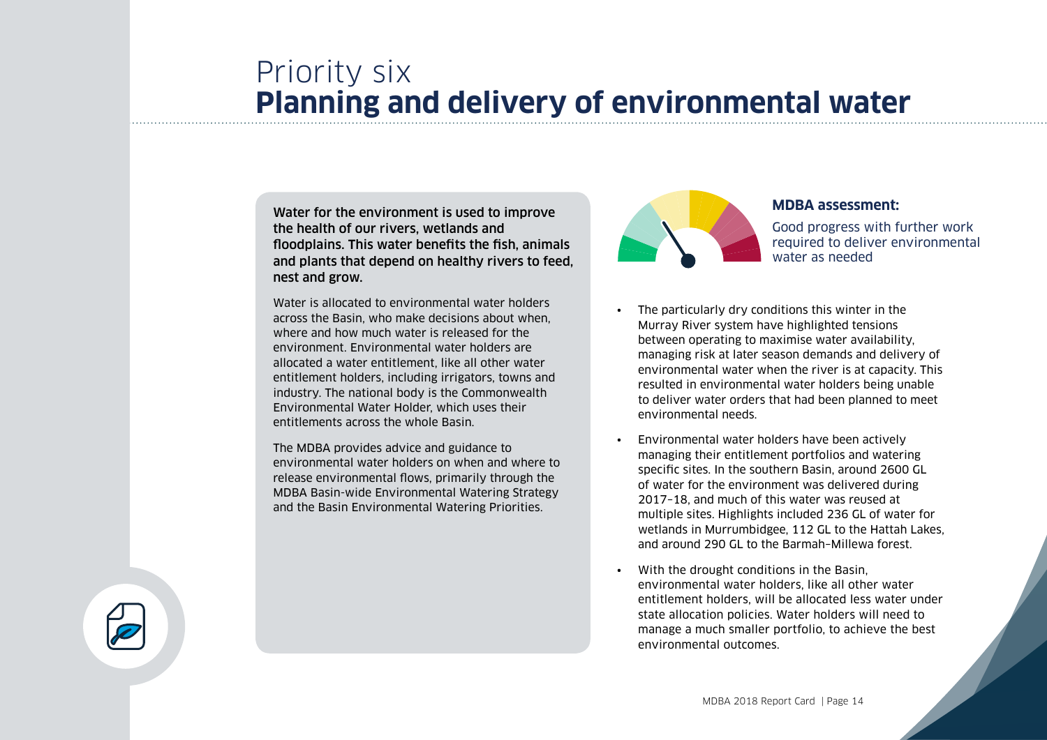# Priority six
# **Planning and delivery of environmental water**

**Water for the environment is used to improve the health of our rivers, wetlands and floodplains. This water benefits the fish, animals and plants that depend on healthy rivers to feed, nest and grow.**

Water is allocated to environmental water holders across the Basin, who make decisions about when, where and how much water is released for the environment. Environmental water holders are allocated a water entitlement, like all other water entitlement holders, including irrigators, towns and industry. The national body is the Commonwealth Environmental Water Holder, which uses their entitlements across the whole Basin.

The MDBA provides advice and guidance to environmental water holders on when and where to release environmental flows, primarily through the MDBA Basin-wide Environmental Watering Strategy and the Basin Environmental Watering Priorities.

**MDBA assessment:**

Good progress with further work required to deliver environmental water as needed

- The particularly dry conditions this winter in the Murray River system have highlighted tensions between operating to maximise water availability, managing risk at later season demands and delivery of environmental water when the river is at capacity. This resulted in environmental water holders being unable to deliver water orders that had been planned to meet environmental needs.
- Environmental water holders have been actively managing their entitlement portfolios and watering specific sites. In the southern Basin, around 2600 GL of water for the environment was delivered during 2017–18, and much of this water was reused at multiple sites. Highlights included 236 GL of water for wetlands in Murrumbidgee, 112 GL to the Hattah Lakes, and around 290 GL to the Barmah–Millewa forest.
- With the drought conditions in the Basin, environmental water holders, like all other water entitlement holders, will be allocated less water under state allocation policies. Water holders will need to manage a much smaller portfolio, to achieve the best environmental outcomes.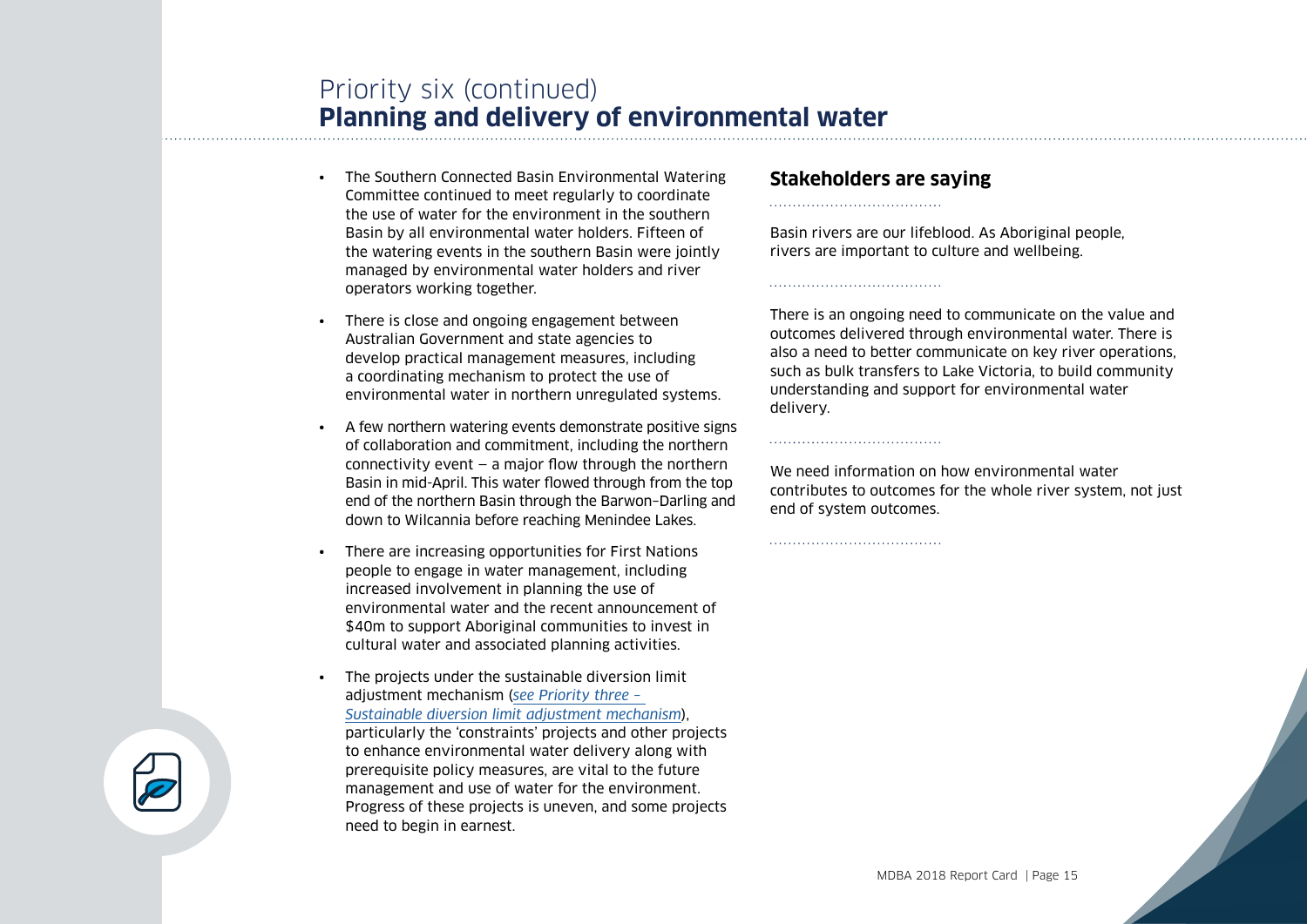Priority six (continued)

## Planning and delivery of environmental water

- The Southern Connected Basin Environmental Watering Committee continued to meet regularly to coordinate the use of water for the environment in the southern Basin by all environmental water holders. Fifteen of the watering events in the southern Basin were jointly managed by environmental water holders and river operators working together.
- There is close and ongoing engagement between Australian Government and state agencies to develop practical management measures, including a coordinating mechanism to protect the use of environmental water in northern unregulated systems.
- A few northern watering events demonstrate positive signs of collaboration and commitment, including the northern connectivity event – a major flow through the northern Basin in mid-April. This water flowed through from the top end of the northern Basin through the Barwon–Darling and down to Wilcannia before reaching Menindee Lakes.
- There are increasing opportunities for First Nations people to engage in water management, including increased involvement in planning the use of environmental water and the recent announcement of $40m to support Aboriginal communities to invest in cultural water and associated planning activities.
- The projects under the sustainable diversion limit adjustment mechanism (*see Priority three – Sustainable diversion limit adjustment mechanism*), particularly the 'constraints' projects and other projects to enhance environmental water delivery along with prerequisite policy measures, are vital to the future management and use of water for the environment. Progress of these projects is uneven, and some projects need to begin in earnest.

### Stakeholders are saying

Basin rivers are our lifeblood. As Aboriginal people, rivers are important to culture and wellbeing.

There is an ongoing need to communicate on the value and outcomes delivered through environmental water. There is also a need to better communicate on key river operations, such as bulk transfers to Lake Victoria, to build community understanding and support for environmental water delivery.

We need information on how environmental water contributes to outcomes for the whole river system, not just end of system outcomes.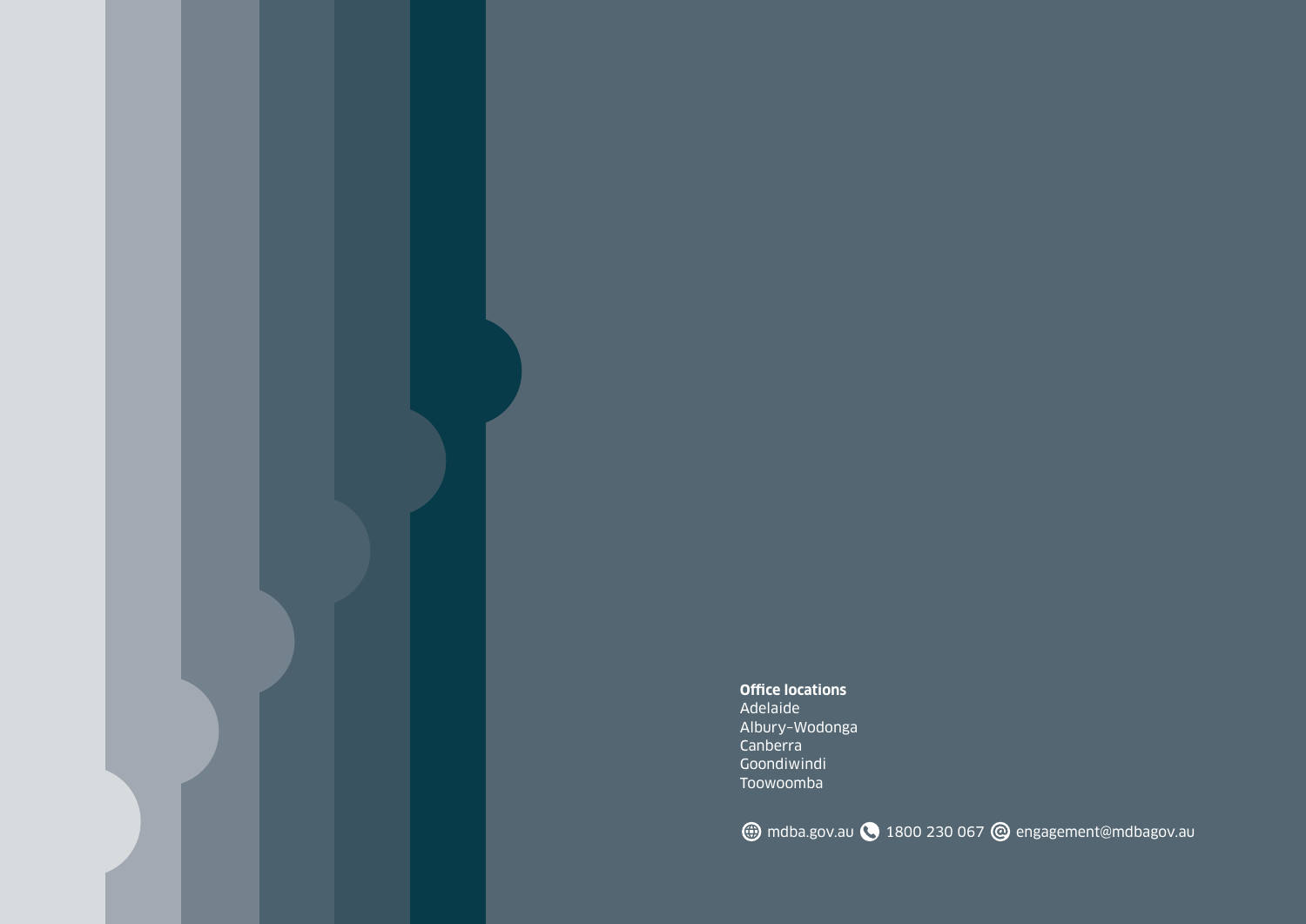**Office locations**
Adelaide
Albury–Wodonga
Canberra
Goondiwindi
Toowoomba

mdba.gov.au 1800 230 067 engagement@mdbagov.au